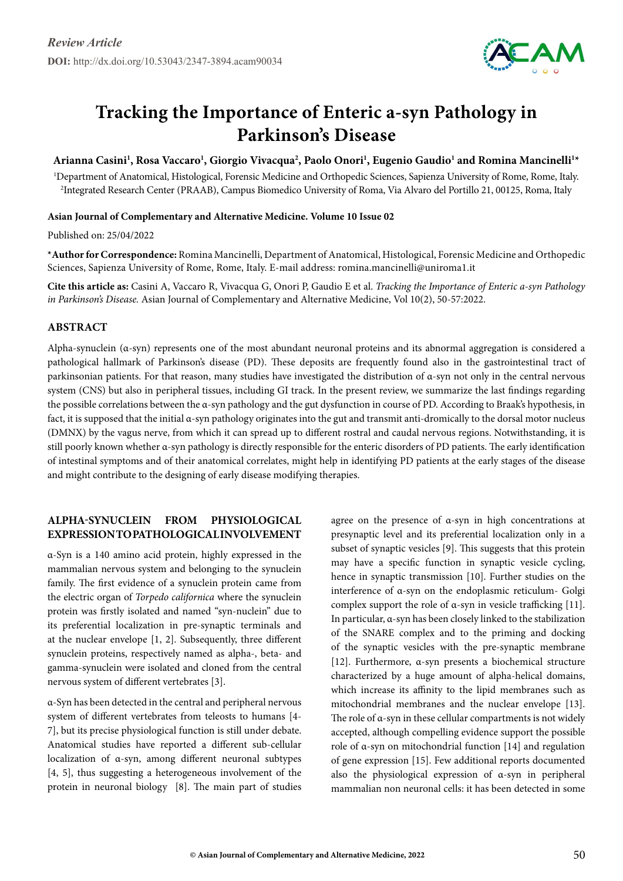*Review Article*

**DOI:** http://dx.doi.org/10.53043/2347-3894.acam90034

# Tracking the Importance of Enteric a-syn Pathology in Parkinson's Disease

**Arianna Casini[1], Rosa Vaccaro[1], Giorgio Vivacqua[2], Paolo Onori[1], Eugenio Gaudio[1] and Romina Mancinelli[1*]**

[1]Department of Anatomical, Histological, Forensic Medicine and Orthopedic Sciences, Sapienza University of Rome, Rome, Italy.
[2]Integrated Research Center (PRAAB), Campus Biomedico University of Roma, Via Alvaro del Portillo 21, 00125, Roma, Italy

**Asian Journal of Complementary and Alternative Medicine. Volume 10 Issue 02**

Published on: 25/04/2022

***Author for Correspondence:** Romina Mancinelli, Department of Anatomical, Histological, Forensic Medicine and Orthopedic Sciences, Sapienza University of Rome, Rome, Italy. E-mail address: romina.mancinelli@uniroma1.it

**Cite this article as:** Casini A, Vaccaro R, Vivacqua G, Onori P, Gaudio E et al. *Tracking the Importance of Enteric a-syn Pathology in Parkinson's Disease.* Asian Journal of Complementary and Alternative Medicine, Vol 10(2), 50-57:2022.

## ABSTRACT

Alpha-synuclein (α-syn) represents one of the most abundant neuronal proteins and its abnormal aggregation is considered a pathological hallmark of Parkinson's disease (PD). These deposits are frequently found also in the gastrointestinal tract of parkinsonian patients. For that reason, many studies have investigated the distribution of α-syn not only in the central nervous system (CNS) but also in peripheral tissues, including GI track. In the present review, we summarize the last findings regarding the possible correlations between the α-syn pathology and the gut dysfunction in course of PD. According to Braak's hypothesis, in fact, it is supposed that the initial α-syn pathology originates into the gut and transmit anti-dromically to the dorsal motor nucleus (DMNX) by the vagus nerve, from which it can spread up to different rostral and caudal nervous regions. Notwithstanding, it is still poorly known whether α-syn pathology is directly responsible for the enteric disorders of PD patients. The early identification of intestinal symptoms and of their anatomical correlates, might help in identifying PD patients at the early stages of the disease and might contribute to the designing of early disease modifying therapies.

## ALPHA-SYNUCLEIN FROM PHYSIOLOGICAL EXPRESSION TO PATHOLOGICAL INVOLVEMENT

α-Syn is a 140 amino acid protein, highly expressed in the mammalian nervous system and belonging to the synuclein family. The first evidence of a synuclein protein came from the electric organ of *Torpedo californica* where the synuclein protein was firstly isolated and named "syn-nuclein" due to its preferential localization in pre-synaptic terminals and at the nuclear envelope [1, 2]. Subsequently, three different synuclein proteins, respectively named as alpha-, beta- and gamma-synuclein were isolated and cloned from the central nervous system of different vertebrates [3].

α-Syn has been detected in the central and peripheral nervous system of different vertebrates from teleosts to humans [4-7], but its precise physiological function is still under debate. Anatomical studies have reported a different sub-cellular localization of α-syn, among different neuronal subtypes [4, 5], thus suggesting a heterogeneous involvement of the protein in neuronal biology [8]. The main part of studies agree on the presence of α-syn in high concentrations at presynaptic level and its preferential localization only in a subset of synaptic vesicles [9]. This suggests that this protein may have a specific function in synaptic vesicle cycling, hence in synaptic transmission [10]. Further studies on the interference of α-syn on the endoplasmic reticulum- Golgi complex support the role of α-syn in vesicle trafficking [11]. In particular, α-syn has been closely linked to the stabilization of the SNARE complex and to the priming and docking of the synaptic vesicles with the pre-synaptic membrane [12]. Furthermore, α-syn presents a biochemical structure characterized by a huge amount of alpha-helical domains, which increase its affinity to the lipid membranes such as mitochondrial membranes and the nuclear envelope [13]. The role of α-syn in these cellular compartments is not widely accepted, although compelling evidence support the possible role of α-syn on mitochondrial function [14] and regulation of gene expression [15]. Few additional reports documented also the physiological expression of α-syn in peripheral mammalian non neuronal cells: it has been detected in some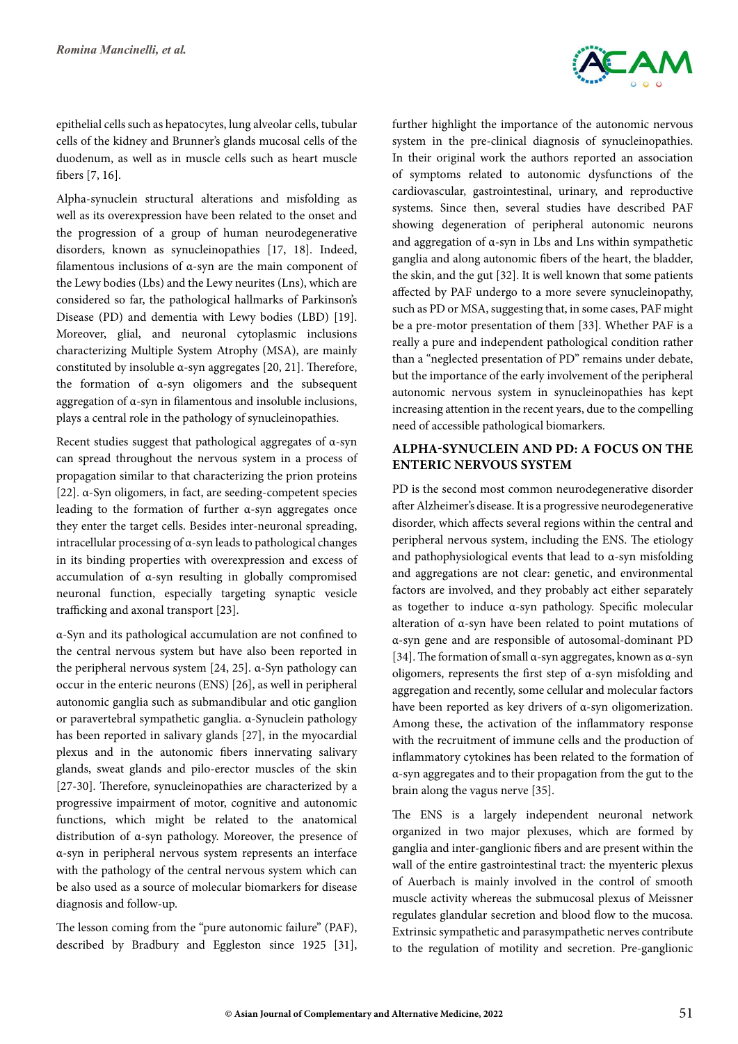epithelial cells such as hepatocytes, lung alveolar cells, tubular cells of the kidney and Brunner's glands mucosal cells of the duodenum, as well as in muscle cells such as heart muscle fibers [7, 16].

Alpha-synuclein structural alterations and misfolding as well as its overexpression have been related to the onset and the progression of a group of human neurodegenerative disorders, known as synucleinopathies [17, 18]. Indeed, filamentous inclusions of α-syn are the main component of the Lewy bodies (Lbs) and the Lewy neurites (Lns), which are considered so far, the pathological hallmarks of Parkinson's Disease (PD) and dementia with Lewy bodies (LBD) [19]. Moreover, glial, and neuronal cytoplasmic inclusions characterizing Multiple System Atrophy (MSA), are mainly constituted by insoluble α-syn aggregates [20, 21]. Therefore, the formation of α-syn oligomers and the subsequent aggregation of α-syn in filamentous and insoluble inclusions, plays a central role in the pathology of synucleinopathies.

Recent studies suggest that pathological aggregates of α-syn can spread throughout the nervous system in a process of propagation similar to that characterizing the prion proteins [22]. α-Syn oligomers, in fact, are seeding-competent species leading to the formation of further α-syn aggregates once they enter the target cells. Besides inter-neuronal spreading, intracellular processing of α-syn leads to pathological changes in its binding properties with overexpression and excess of accumulation of α-syn resulting in globally compromised neuronal function, especially targeting synaptic vesicle trafficking and axonal transport [23].

α-Syn and its pathological accumulation are not confined to the central nervous system but have also been reported in the peripheral nervous system [24, 25]. α-Syn pathology can occur in the enteric neurons (ENS) [26], as well in peripheral autonomic ganglia such as submandibular and otic ganglion or paravertebral sympathetic ganglia. α-Synuclein pathology has been reported in salivary glands [27], in the myocardial plexus and in the autonomic fibers innervating salivary glands, sweat glands and pilo-erector muscles of the skin [27-30]. Therefore, synucleinopathies are characterized by a progressive impairment of motor, cognitive and autonomic functions, which might be related to the anatomical distribution of α-syn pathology. Moreover, the presence of α-syn in peripheral nervous system represents an interface with the pathology of the central nervous system which can be also used as a source of molecular biomarkers for disease diagnosis and follow-up.

The lesson coming from the "pure autonomic failure" (PAF), described by Bradbury and Eggleston since 1925 [31], further highlight the importance of the autonomic nervous system in the pre-clinical diagnosis of synucleinopathies. In their original work the authors reported an association of symptoms related to autonomic dysfunctions of the cardiovascular, gastrointestinal, urinary, and reproductive systems. Since then, several studies have described PAF showing degeneration of peripheral autonomic neurons and aggregation of α-syn in Lbs and Lns within sympathetic ganglia and along autonomic fibers of the heart, the bladder, the skin, and the gut [32]. It is well known that some patients affected by PAF undergo to a more severe synucleinopathy, such as PD or MSA, suggesting that, in some cases, PAF might be a pre-motor presentation of them [33]. Whether PAF is a really a pure and independent pathological condition rather than a "neglected presentation of PD" remains under debate, but the importance of the early involvement of the peripheral autonomic nervous system in synucleinopathies has kept increasing attention in the recent years, due to the compelling need of accessible pathological biomarkers.

## ALPHA-SYNUCLEIN AND PD: A FOCUS ON THE ENTERIC NERVOUS SYSTEM

PD is the second most common neurodegenerative disorder after Alzheimer's disease. It is a progressive neurodegenerative disorder, which affects several regions within the central and peripheral nervous system, including the ENS. The etiology and pathophysiological events that lead to α-syn misfolding and aggregations are not clear: genetic, and environmental factors are involved, and they probably act either separately as together to induce α-syn pathology. Specific molecular alteration of α-syn have been related to point mutations of α-syn gene and are responsible of autosomal-dominant PD [34]. The formation of small α-syn aggregates, known as α-syn oligomers, represents the first step of α-syn misfolding and aggregation and recently, some cellular and molecular factors have been reported as key drivers of α-syn oligomerization. Among these, the activation of the inflammatory response with the recruitment of immune cells and the production of inflammatory cytokines has been related to the formation of α-syn aggregates and to their propagation from the gut to the brain along the vagus nerve [35].

The ENS is a largely independent neuronal network organized in two major plexuses, which are formed by ganglia and inter-ganglionic fibers and are present within the wall of the entire gastrointestinal tract: the myenteric plexus of Auerbach is mainly involved in the control of smooth muscle activity whereas the submucosal plexus of Meissner regulates glandular secretion and blood flow to the mucosa. Extrinsic sympathetic and parasympathetic nerves contribute to the regulation of motility and secretion. Pre-ganglionic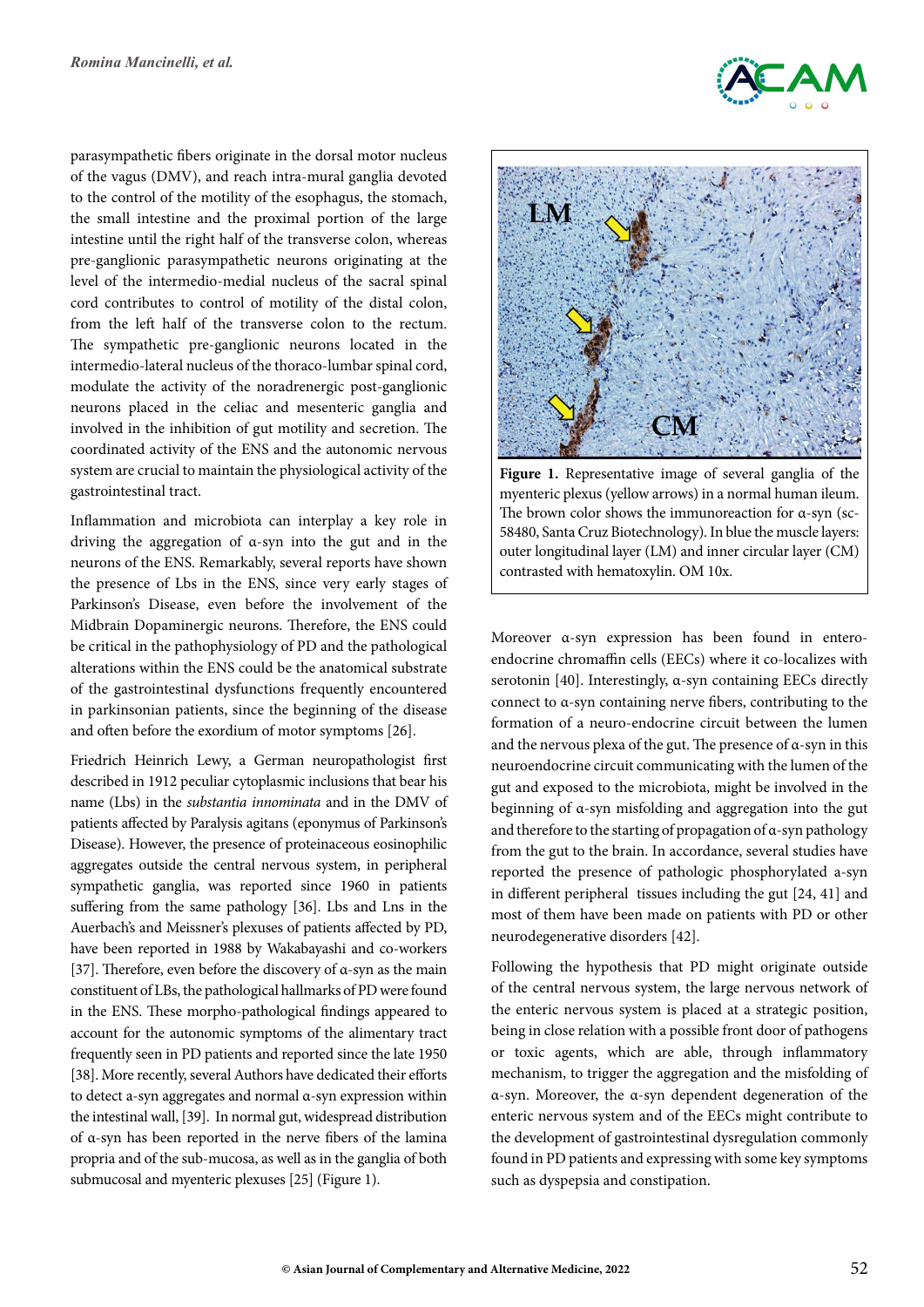parasympathetic fibers originate in the dorsal motor nucleus of the vagus (DMV), and reach intra-mural ganglia devoted to the control of the motility of the esophagus, the stomach, the small intestine and the proximal portion of the large intestine until the right half of the transverse colon, whereas pre-ganglionic parasympathetic neurons originating at the level of the intermedio-medial nucleus of the sacral spinal cord contributes to control of motility of the distal colon, from the left half of the transverse colon to the rectum. The sympathetic pre-ganglionic neurons located in the intermedio-lateral nucleus of the thoraco-lumbar spinal cord, modulate the activity of the noradrenergic post-ganglionic neurons placed in the celiac and mesenteric ganglia and involved in the inhibition of gut motility and secretion. The coordinated activity of the ENS and the autonomic nervous system are crucial to maintain the physiological activity of the gastrointestinal tract.

Inflammation and microbiota can interplay a key role in driving the aggregation of α-syn into the gut and into the neurons of the ENS. Remarkably, several reports have shown the presence of Lbs in the ENS, since very early stages of Parkinson's Disease, even before the involvement of the Midbrain Dopaminergic neurons. Therefore, the ENS could be critical in the pathophysiology of PD and the pathological alterations within the ENS could be the anatomical substrate of the gastrointestinal dysfunctions frequently encountered in parkinsonian patients, since the beginning of the disease and often before the exordium of motor symptoms [26].

Friedrich Heinrich Lewy, a German neuropathologist first described in 1912 peculiar cytoplasmic inclusions that bear his name (Lbs) in the *substantia innominata* and in the DMV of patients affected by Paralysis agitans (eponymus of Parkinson's Disease). However, the presence of proteinaceous eosinophilic aggregates outside the central nervous system, in peripheral sympathetic ganglia, was reported since 1960 in patients suffering from the same pathology [36]. Lbs and Lns in the Auerbach's and Meissner's plexuses of patients affected by PD, have been reported in 1988 by Wakabayashi and co-workers [37]. Therefore, even before the discovery of α-syn as the main constituent of LBs, the pathological hallmarks of PD were found in the ENS. These morpho-pathological findings appeared to account for the autonomic symptoms of the alimentary tract frequently seen in PD patients and reported since the late 1950 [38]. More recently, several Authors have dedicated their efforts to detect a-syn aggregates and normal α-syn expression within the intestinal wall, [39]. In normal gut, widespread distribution of α-syn has been reported in the nerve fibers of the lamina propria and of the sub-mucosa, as well as in the ganglia of both submucosal and myenteric plexuses [25] (Figure 1).

**Figure 1.** Representative image of several ganglia of the myenteric plexus (yellow arrows) in a normal human ileum. The brown color shows the immunoreaction for α-syn (sc-58480, Santa Cruz Biotechnology). In blue the muscle layers: outer longitudinal layer (LM) and inner circular layer (CM) contrasted with hematoxylin. OM 10x.

Moreover α-syn expression has been found in entero-endocrine chromaffin cells (EECs) where it co-localizes with serotonin [40]. Interestingly, α-syn containing EECs directly connect to α-syn containing nerve fibers, contributing to the formation of a neuro-endocrine circuit between the lumen and the nervous plexa of the gut. The presence of α-syn in this neuroendocrine circuit communicating with the lumen of the gut and exposed to the microbiota, might be involved in the beginning of α-syn misfolding and aggregation into the gut and therefore to the starting of propagation of α-syn pathology from the gut to the brain. In accordance, several studies have reported the presence of pathologic phosphorylated a-syn in different peripheral tissues including the gut [24, 41] and most of them have been made on patients with PD or other neurodegenerative disorders [42].

Following the hypothesis that PD might originate outside of the central nervous system, the large nervous network of the enteric nervous system is placed at a strategic position, being in close relation with a possible front door of pathogens or toxic agents, which are able, through inflammatory mechanism, to trigger the aggregation and the misfolding of α-syn. Moreover, the α-syn dependent degeneration of the enteric nervous system and of the EECs might contribute to the development of gastrointestinal dysregulation commonly found in PD patients and expressing with some key symptoms such as dyspepsia and constipation.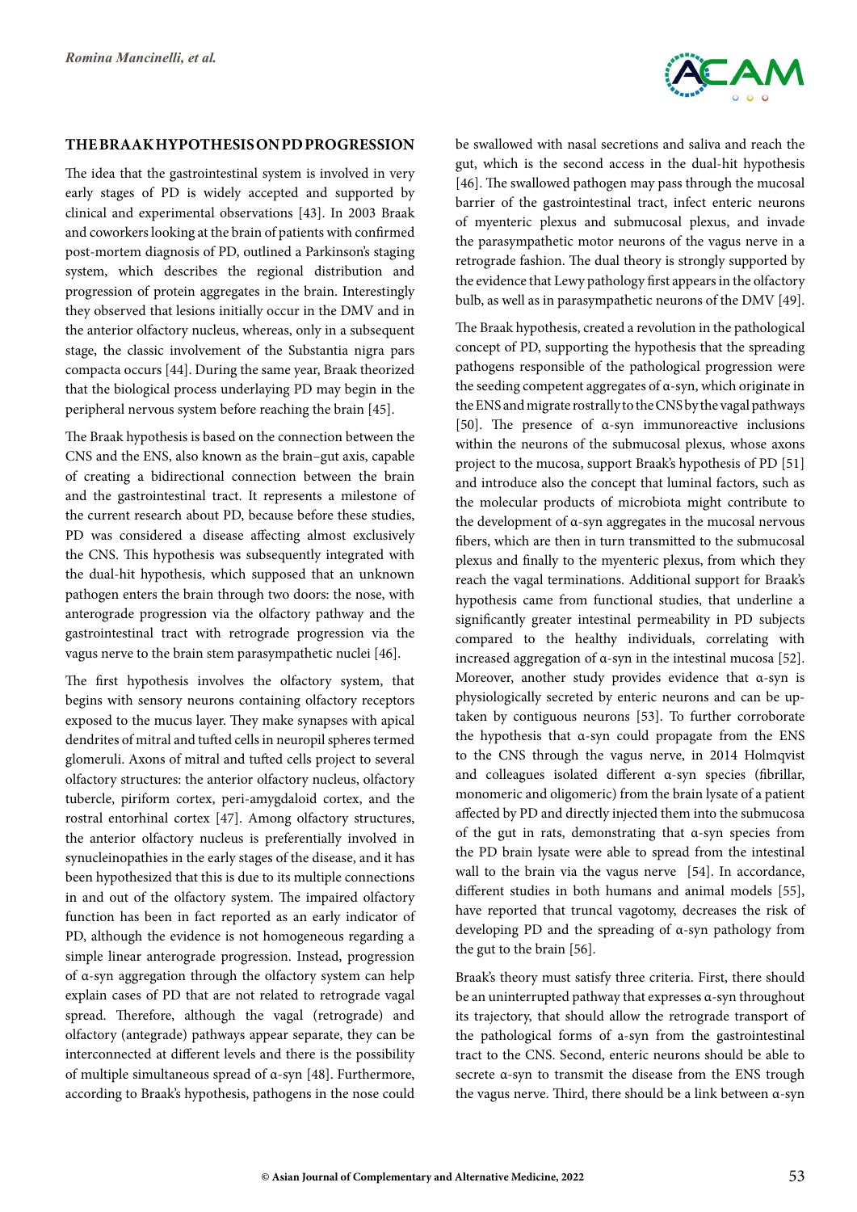## THE BRAAK HYPOTHESIS ON PD PROGRESSION

The idea that the gastrointestinal system is involved in very early stages of PD is widely accepted and supported by clinical and experimental observations [43]. In 2003 Braak and coworkers looking at the brain of patients with confirmed post-mortem diagnosis of PD, outlined a Parkinson's staging system, which describes the regional distribution and progression of protein aggregates in the brain. Interestingly they observed that lesions initially occur in the DMV and in the anterior olfactory nucleus, whereas, only in a subsequent stage, the classic involvement of the Substantia nigra pars compacta occurs [44]. During the same year, Braak theorized that the biological process underlaying PD may begin in the peripheral nervous system before reaching the brain [45].

The Braak hypothesis is based on the connection between the CNS and the ENS, also known as the brain–gut axis, capable of creating a bidirectional connection between the brain and the gastrointestinal tract. It represents a milestone of the current research about PD, because before these studies, PD was considered a disease affecting almost exclusively the CNS. This hypothesis was subsequently integrated with the dual-hit hypothesis, which supposed that an unknown pathogen enters the brain through two doors: the nose, with anterograde progression via the olfactory pathway and the gastrointestinal tract with retrograde progression via the vagus nerve to the brain stem parasympathetic nuclei [46].

The first hypothesis involves the olfactory system, that begins with sensory neurons containing olfactory receptors exposed to the mucus layer. They make synapses with apical dendrites of mitral and tufted cells in neuropil spheres termed glomeruli. Axons of mitral and tufted cells project to several olfactory structures: the anterior olfactory nucleus, olfactory tubercle, piriform cortex, peri-amygdaloid cortex, and the rostral entorhinal cortex [47]. Among olfactory structures, the anterior olfactory nucleus is preferentially involved in synucleinopathies in the early stages of the disease, and it has been hypothesized that this is due to its multiple connections in and out of the olfactory system. The impaired olfactory function has been in fact reported as an early indicator of PD, although the evidence is not homogeneous regarding a simple linear anterograde progression. Instead, progression of α-syn aggregation through the olfactory system can help explain cases of PD that are not related to retrograde vagal spread. Therefore, although the vagal (retrograde) and olfactory (antegrade) pathways appear separate, they can be interconnected at different levels and there is the possibility of multiple simultaneous spread of α-syn [48]. Furthermore, according to Braak's hypothesis, pathogens in the nose could be swallowed with nasal secretions and saliva and reach the gut, which is the second access in the dual-hit hypothesis [46]. The swallowed pathogen may pass through the mucosal barrier of the gastrointestinal tract, infect enteric neurons of myenteric plexus and submucosal plexus, and invade the parasympathetic motor neurons of the vagus nerve in a retrograde fashion. The dual theory is strongly supported by the evidence that Lewy pathology first appears in the olfactory bulb, as well as in parasympathetic neurons of the DMV [49].

The Braak hypothesis, created a revolution in the pathological concept of PD, supporting the hypothesis that the spreading pathogens responsible of the pathological progression were the seeding competent aggregates of α-syn, which originate in the ENS and migrate rostrally to the CNS by the vagal pathways [50]. The presence of α-syn immunoreactive inclusions within the neurons of the submucosal plexus, whose axons project to the mucosa, support Braak's hypothesis of PD [51] and introduce also the concept that luminal factors, such as the molecular products of microbiota might contribute to the development of α-syn aggregates in the mucosal nervous fibers, which are then in turn transmitted to the submucosal plexus and finally to the myenteric plexus, from which they reach the vagal terminations. Additional support for Braak's hypothesis came from functional studies, that underline a significantly greater intestinal permeability in PD subjects compared to the healthy individuals, correlating with increased aggregation of α-syn in the intestinal mucosa [52]. Moreover, another study provides evidence that α-syn is physiologically secreted by enteric neurons and can be up-taken by contiguous neurons [53]. To further corroborate the hypothesis that α-syn could propagate from the ENS to the CNS through the vagus nerve, in 2014 Holmqvist and colleagues isolated different α-syn species (fibrillar, monomeric and oligomeric) from the brain lysate of a patient affected by PD and directly injected them into the submucosa of the gut in rats, demonstrating that α-syn species from the PD brain lysate were able to spread from the intestinal wall to the brain via the vagus nerve [54]. In accordance, different studies in both humans and animal models [55], have reported that truncal vagotomy, decreases the risk of developing PD and the spreading of α-syn pathology from the gut to the brain [56].

Braak's theory must satisfy three criteria. First, there should be an uninterrupted pathway that expresses α-syn throughout its trajectory, that should allow the retrograde transport of the pathological forms of a-syn from the gastrointestinal tract to the CNS. Second, enteric neurons should be able to secrete α-syn to transmit the disease from the ENS trough the vagus nerve. Third, there should be a link between α-syn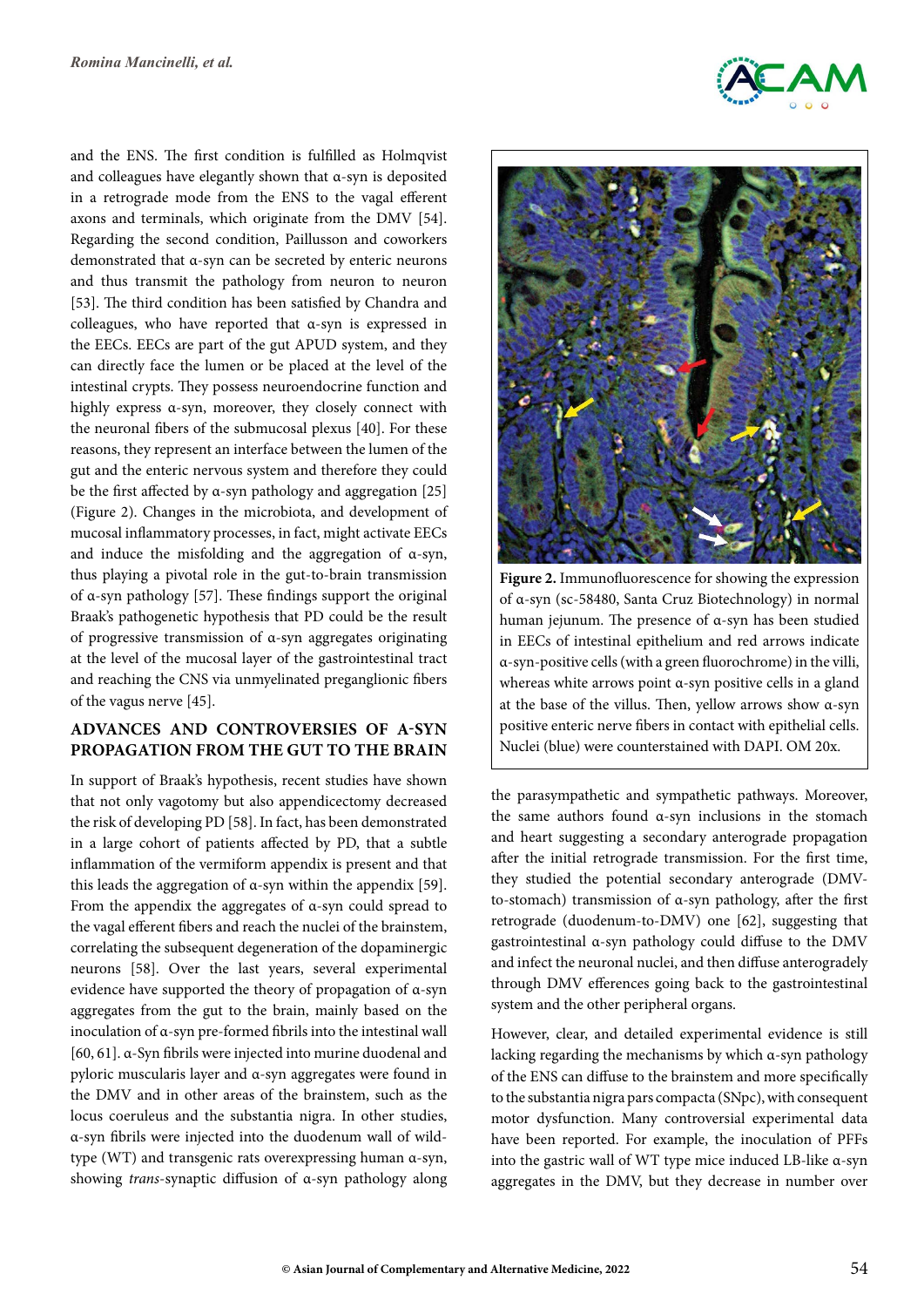and the ENS. The first condition is fulfilled as Holmqvist and colleagues have elegantly shown that α-syn is deposited in a retrograde mode from the ENS to the vagal efferent axons and terminals, which originate from the DMV [54]. Regarding the second condition, Paillusson and coworkers demonstrated that α-syn can be secreted by enteric neurons and thus transmit the pathology from neuron to neuron [53]. The third condition has been satisfied by Chandra and colleagues, who have reported that α-syn is expressed in the EECs. EECs are part of the gut APUD system, and they can directly face the lumen or be placed at the level of the intestinal crypts. They possess neuroendocrine function and highly express α-syn, moreover, they closely connect with the neuronal fibers of the submucosal plexus [40]. For these reasons, they represent an interface between the lumen of the gut and the enteric nervous system and therefore they could be the first affected by α-syn pathology and aggregation [25] (Figure 2). Changes in the microbiota, and development of mucosal inflammatory processes, in fact, might activate EECs and induce the misfolding and the aggregation of α-syn, thus playing a pivotal role in the gut-to-brain transmission of α-syn pathology [57]. These findings support the original Braak's pathogenetic hypothesis that PD could be the result of progressive transmission of α-syn aggregates originating at the level of the mucosal layer of the gastrointestinal tract and reaching the CNS via unmyelinated preganglionic fibers of the vagus nerve [45].

## ADVANCES AND CONTROVERSIES OF Α-SYN PROPAGATION FROM THE GUT TO THE BRAIN

In support of Braak's hypothesis, recent studies have shown that not only vagotomy but also appendicectomy decreased the risk of developing PD [58]. In fact, has been demonstrated in a large cohort of patients affected by PD, that a subtle inflammation of the vermiform appendix is present and that this leads the aggregation of α-syn within the appendix [59]. From the appendix the aggregates of α-syn could spread to the vagal efferent fibers and reach the nuclei of the brainstem, correlating the subsequent degeneration of the dopaminergic neurons [58]. Over the last years, several experimental evidence have supported the theory of propagation of α-syn aggregates from the gut to the brain, mainly based on the inoculation of α-syn pre-formed fibrils into the intestinal wall [60, 61]. α-Syn fibrils were injected into murine duodenal and pyloric muscularis layer and α-syn aggregates were found in the DMV and in other areas of the brainstem, such as the locus coeruleus and the substantia nigra. In other studies, α-syn fibrils were injected into the duodenum wall of wild-type (WT) and transgenic rats overexpressing human α-syn, showing *trans*-synaptic diffusion of α-syn pathology along the parasympathetic and sympathetic pathways. Moreover, the same authors found α-syn inclusions in the stomach and heart suggesting a secondary anterograde propagation after the initial retrograde transmission. For the first time, they studied the potential secondary anterograde (DMV-to-stomach) transmission of α-syn pathology, after the first retrograde (duodenum-to-DMV) one [62], suggesting that gastrointestinal α-syn pathology could diffuse to the DMV and infect the neuronal nuclei, and then diffuse anterogradely through DMV efferences going back to the gastrointestinal system and the other peripheral organs.

**Figure 2.** Immunofluorescence for showing the expression of α-syn (sc-58480, Santa Cruz Biotechnology) in normal human jejunum. The presence of α-syn has been studied in EECs of intestinal epithelium and red arrows indicate α-syn-positive cells (with a green fluorochrome) in the villi, whereas white arrows point α-syn positive cells in a gland at the base of the villus. Then, yellow arrows show α-syn positive enteric nerve fibers in contact with epithelial cells. Nuclei (blue) were counterstained with DAPI. OM 20x.

However, clear, and detailed experimental evidence is still lacking regarding the mechanisms by which α-syn pathology of the ENS can diffuse to the brainstem and more specifically to the substantia nigra pars compacta (SNpc), with consequent motor dysfunction. Many controversial experimental data have been reported. For example, the inoculation of PFFs into the gastric wall of WT type mice induced LB-like α-syn aggregates in the DMV, but they decrease in number over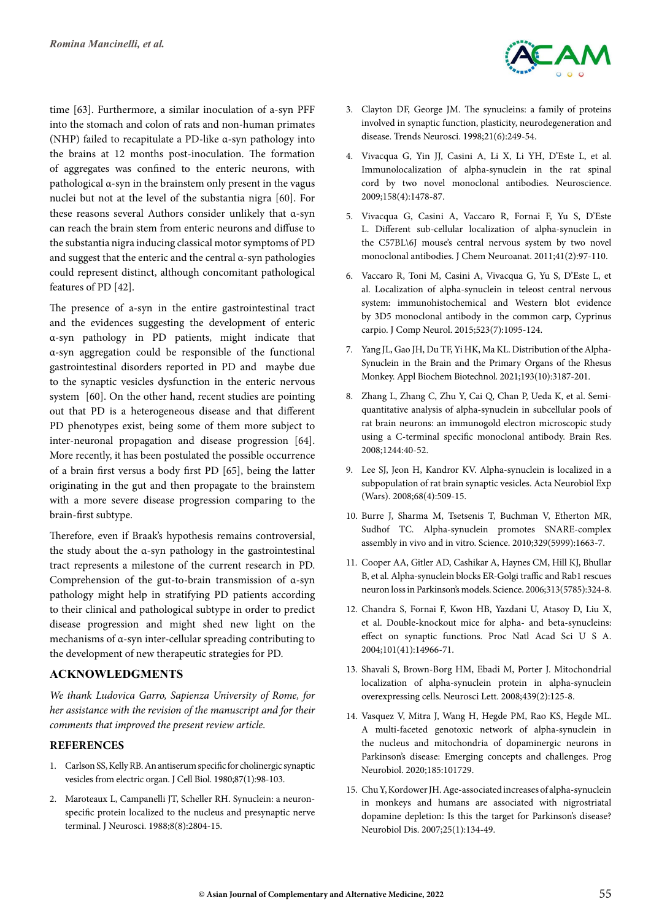time [63]. Furthermore, a similar inoculation of a-syn PFF into the stomach and colon of rats and non-human primates (NHP) failed to recapitulate a PD-like α-syn pathology into the brains at 12 months post-inoculation. The formation of aggregates was confined to the enteric neurons, with pathological α-syn in the brainstem only present in the vagus nuclei but not at the level of the substantia nigra [60]. For these reasons several Authors consider unlikely that α-syn can reach the brain stem from enteric neurons and diffuse to the substantia nigra inducing classical motor symptoms of PD and suggest that the enteric and the central α-syn pathologies could represent distinct, although concomitant pathological features of PD [42].

The presence of a-syn in the entire gastrointestinal tract and the evidences suggesting the development of enteric α-syn pathology in PD patients, might indicate that α-syn aggregation could be responsible of the functional gastrointestinal disorders reported in PD and maybe due to the synaptic vesicles dysfunction in the enteric nervous system [60]. On the other hand, recent studies are pointing out that PD is a heterogeneous disease and that different PD phenotypes exist, being some of them more subject to inter-neuronal propagation and disease progression [64]. More recently, it has been postulated the possible occurrence of a brain first versus a body first PD [65], being the latter originating in the gut and then propagate to the brainstem with a more severe disease progression comparing to the brain-first subtype.

Therefore, even if Braak's hypothesis remains controversial, the study about the α-syn pathology in the gastrointestinal tract represents a milestone of the current research in PD. Comprehension of the gut-to-brain transmission of α-syn pathology might help in stratifying PD patients according to their clinical and pathological subtype in order to predict disease progression and might shed new light on the mechanisms of α-syn inter-cellular spreading contributing to the development of new therapeutic strategies for PD.

## ACKNOWLEDGMENTS

*We thank Ludovica Garro, Sapienza University of Rome, for her assistance with the revision of the manuscript and for their comments that improved the present review article.*

## REFERENCES

1. Carlson SS, Kelly RB. An antiserum specific for cholinergic synaptic vesicles from electric organ. J Cell Biol. 1980;87(1):98-103.
2. Maroteaux L, Campanelli JT, Scheller RH. Synuclein: a neuron-specific protein localized to the nucleus and presynaptic nerve terminal. J Neurosci. 1988;8(8):2804-15.
3. Clayton DF, George JM. The synucleins: a family of proteins involved in synaptic function, plasticity, neurodegeneration and disease. Trends Neurosci. 1998;21(6):249-54.
4. Vivacqua G, Yin JJ, Casini A, Li X, Li YH, D'Este L, et al. Immunolocalization of alpha-synuclein in the rat spinal cord by two novel monoclonal antibodies. Neuroscience. 2009;158(4):1478-87.
5. Vivacqua G, Casini A, Vaccaro R, Fornai F, Yu S, D'Este L. Different sub-cellular localization of alpha-synuclein in the C57BL\6J mouse's central nervous system by two novel monoclonal antibodies. J Chem Neuroanat. 2011;41(2):97-110.
6. Vaccaro R, Toni M, Casini A, Vivacqua G, Yu S, D'Este L, et al. Localization of alpha-synuclein in teleost central nervous system: immunohistochemical and Western blot evidence by 3D5 monoclonal antibody in the common carp, Cyprinus carpio. J Comp Neurol. 2015;523(7):1095-124.
7. Yang JL, Gao JH, Du TF, Yi HK, Ma KL. Distribution of the Alpha-Synuclein in the Brain and the Primary Organs of the Rhesus Monkey. Appl Biochem Biotechnol. 2021;193(10):3187-201.
8. Zhang L, Zhang C, Zhu Y, Cai Q, Chan P, Ueda K, et al. Semi-quantitative analysis of alpha-synuclein in subcellular pools of rat brain neurons: an immunogold electron microscopic study using a C-terminal specific monoclonal antibody. Brain Res. 2008;1244:40-52.
9. Lee SJ, Jeon H, Kandror KV. Alpha-synuclein is localized in a subpopulation of rat brain synaptic vesicles. Acta Neurobiol Exp (Wars). 2008;68(4):509-15.
10. Burre J, Sharma M, Tsetsenis T, Buchman V, Etherton MR, Sudhof TC. Alpha-synuclein promotes SNARE-complex assembly in vivo and in vitro. Science. 2010;329(5999):1663-7.
11. Cooper AA, Gitler AD, Cashikar A, Haynes CM, Hill KJ, Bhullar B, et al. Alpha-synuclein blocks ER-Golgi traffic and Rab1 rescues neuron loss in Parkinson's models. Science. 2006;313(5785):324-8.
12. Chandra S, Fornai F, Kwon HB, Yazdani U, Atasoy D, Liu X, et al. Double-knockout mice for alpha- and beta-synucleins: effect on synaptic functions. Proc Natl Acad Sci U S A. 2004;101(41):14966-71.
13. Shavali S, Brown-Borg HM, Ebadi M, Porter J. Mitochondrial localization of alpha-synuclein protein in alpha-synuclein overexpressing cells. Neurosci Lett. 2008;439(2):125-8.
14. Vasquez V, Mitra J, Wang H, Hegde PM, Rao KS, Hegde ML. A multi-faceted genotoxic network of alpha-synuclein in the nucleus and mitochondria of dopaminergic neurons in Parkinson's disease: Emerging concepts and challenges. Prog Neurobiol. 2020;185:101729.
15. Chu Y, Kordower JH. Age-associated increases of alpha-synuclein in monkeys and humans are associated with nigrostriatal dopamine depletion: Is this the target for Parkinson's disease? Neurobiol Dis. 2007;25(1):134-49.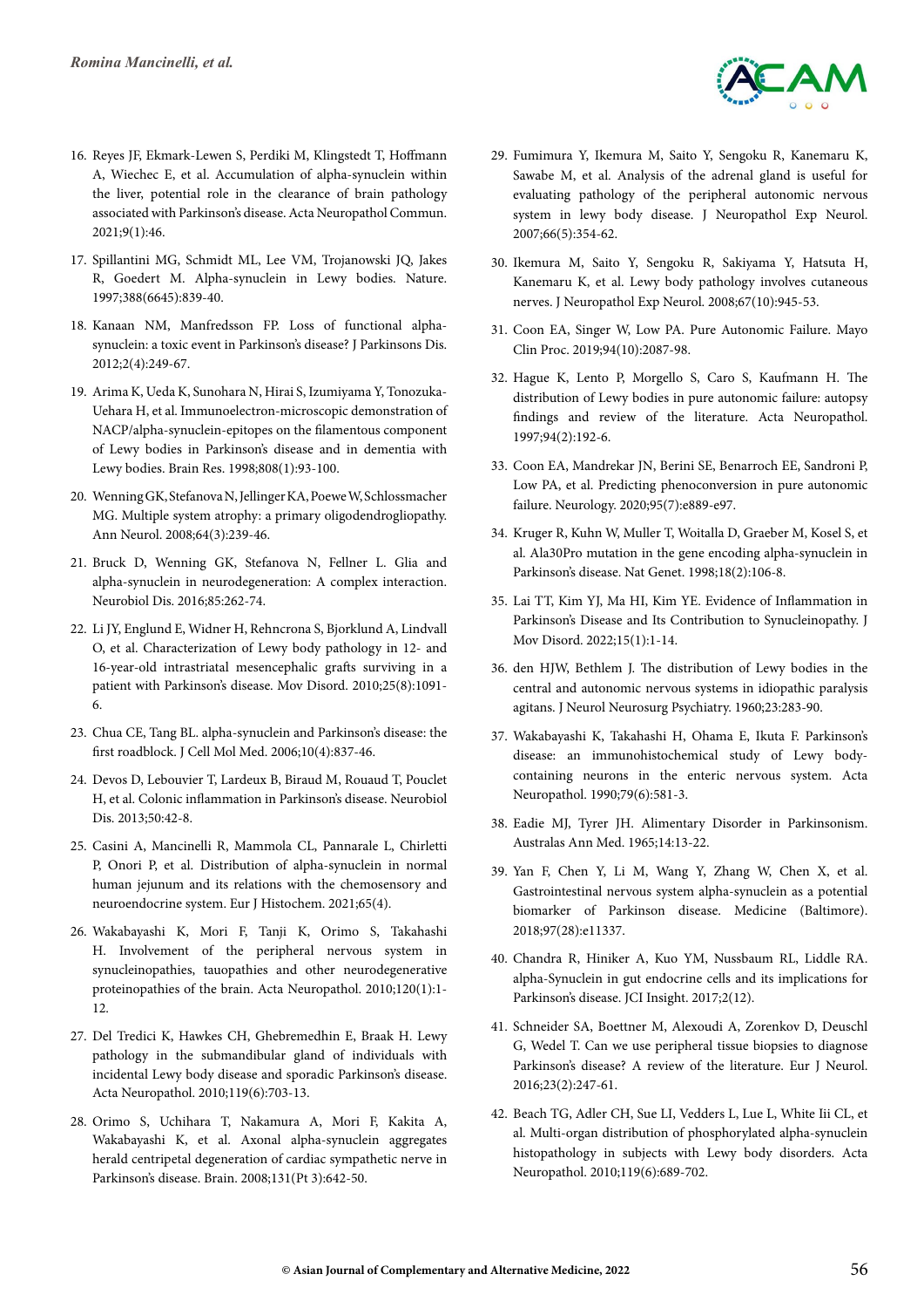16. Reyes JF, Ekmark-Lewen S, Perdiki M, Klingstedt T, Hoffmann A, Wiechec E, et al. Accumulation of alpha-synuclein within the liver, potential role in the clearance of brain pathology associated with Parkinson's disease. Acta Neuropathol Commun. 2021;9(1):46.

17. Spillantini MG, Schmidt ML, Lee VM, Trojanowski JQ, Jakes R, Goedert M. Alpha-synuclein in Lewy bodies. Nature. 1997;388(6645):839-40.

18. Kanaan NM, Manfredsson FP. Loss of functional alpha-synuclein: a toxic event in Parkinson's disease? J Parkinsons Dis. 2012;2(4):249-67.

19. Arima K, Ueda K, Sunohara N, Hirai S, Izumiyama Y, Tonozuka-Uehara H, et al. Immunoelectron-microscopic demonstration of NACP/alpha-synuclein-epitopes on the filamentous component of Lewy bodies in Parkinson's disease and in dementia with Lewy bodies. Brain Res. 1998;808(1):93-100.

20. Wenning GK, Stefanova N, Jellinger KA, Poewe W, Schlossmacher MG. Multiple system atrophy: a primary oligodendrogliopathy. Ann Neurol. 2008;64(3):239-46.

21. Bruck D, Wenning GK, Stefanova N, Fellner L. Glia and alpha-synuclein in neurodegeneration: A complex interaction. Neurobiol Dis. 2016;85:262-74.

22. Li JY, Englund E, Widner H, Rehncrona S, Bjorklund A, Lindvall O, et al. Characterization of Lewy body pathology in 12- and 16-year-old intrastriatal mesencephalic grafts surviving in a patient with Parkinson's disease. Mov Disord. 2010;25(8):1091-6.

23. Chua CE, Tang BL. alpha-synuclein and Parkinson's disease: the first roadblock. J Cell Mol Med. 2006;10(4):837-46.

24. Devos D, Lebouvier T, Lardeux B, Biraud M, Rouaud T, Pouclet H, et al. Colonic inflammation in Parkinson's disease. Neurobiol Dis. 2013;50:42-8.

25. Casini A, Mancinelli R, Mammola CL, Pannarale L, Chirletti P, Onori P, et al. Distribution of alpha-synuclein in normal human jejunum and its relations with the chemosensory and neuroendocrine system. Eur J Histochem. 2021;65(4).

26. Wakabayashi K, Mori F, Tanji K, Orimo S, Takahashi H. Involvement of the peripheral nervous system in synucleinopathies, tauopathies and other neurodegenerative proteinopathies of the brain. Acta Neuropathol. 2010;120(1):1-12.

27. Del Tredici K, Hawkes CH, Ghebremedhin E, Braak H. Lewy pathology in the submandibular gland of individuals with incidental Lewy body disease and sporadic Parkinson's disease. Acta Neuropathol. 2010;119(6):703-13.

28. Orimo S, Uchihara T, Nakamura A, Mori F, Kakita A, Wakabayashi K, et al. Axonal alpha-synuclein aggregates herald centripetal degeneration of cardiac sympathetic nerve in Parkinson's disease. Brain. 2008;131(Pt 3):642-50.

29. Fumimura Y, Ikemura M, Saito Y, Sengoku R, Kanemaru K, Sawabe M, et al. Analysis of the adrenal gland is useful for evaluating pathology of the peripheral autonomic nervous system in lewy body disease. J Neuropathol Exp Neurol. 2007;66(5):354-62.

30. Ikemura M, Saito Y, Sengoku R, Sakiyama Y, Hatsuta H, Kanemaru K, et al. Lewy body pathology involves cutaneous nerves. J Neuropathol Exp Neurol. 2008;67(10):945-53.

31. Coon EA, Singer W, Low PA. Pure Autonomic Failure. Mayo Clin Proc. 2019;94(10):2087-98.

32. Hague K, Lento P, Morgello S, Caro S, Kaufmann H. The distribution of Lewy bodies in pure autonomic failure: autopsy findings and review of the literature. Acta Neuropathol. 1997;94(2):192-6.

33. Coon EA, Mandrekar JN, Berini SE, Benarroch EE, Sandroni P, Low PA, et al. Predicting phenoconversion in pure autonomic failure. Neurology. 2020;95(7):e889-e97.

34. Kruger R, Kuhn W, Muller T, Woitalla D, Graeber M, Kosel S, et al. Ala30Pro mutation in the gene encoding alpha-synuclein in Parkinson's disease. Nat Genet. 1998;18(2):106-8.

35. Lai TT, Kim YJ, Ma HI, Kim YE. Evidence of Inflammation in Parkinson's Disease and Its Contribution to Synucleinopathy. J Mov Disord. 2022;15(1):1-14.

36. den HJW, Bethlem J. The distribution of Lewy bodies in the central and autonomic nervous systems in idiopathic paralysis agitans. J Neurol Neurosurg Psychiatry. 1960;23:283-90.

37. Wakabayashi K, Takahashi H, Ohama E, Ikuta F. Parkinson's disease: an immunohistochemical study of Lewy body-containing neurons in the enteric nervous system. Acta Neuropathol. 1990;79(6):581-3.

38. Eadie MJ, Tyrer JH. Alimentary Disorder in Parkinsonism. Australas Ann Med. 1965;14:13-22.

39. Yan F, Chen Y, Li M, Wang Y, Zhang W, Chen X, et al. Gastrointestinal nervous system alpha-synuclein as a potential biomarker of Parkinson disease. Medicine (Baltimore). 2018;97(28):e11337.

40. Chandra R, Hiniker A, Kuo YM, Nussbaum RL, Liddle RA. alpha-Synuclein in gut endocrine cells and its implications for Parkinson's disease. JCI Insight. 2017;2(12).

41. Schneider SA, Boettner M, Alexoudi A, Zorenkov D, Deuschl G, Wedel T. Can we use peripheral tissue biopsies to diagnose Parkinson's disease? A review of the literature. Eur J Neurol. 2016;23(2):247-61.

42. Beach TG, Adler CH, Sue LI, Vedders L, Lue L, White Iii CL, et al. Multi-organ distribution of phosphorylated alpha-synuclein histopathology in subjects with Lewy body disorders. Acta Neuropathol. 2010;119(6):689-702.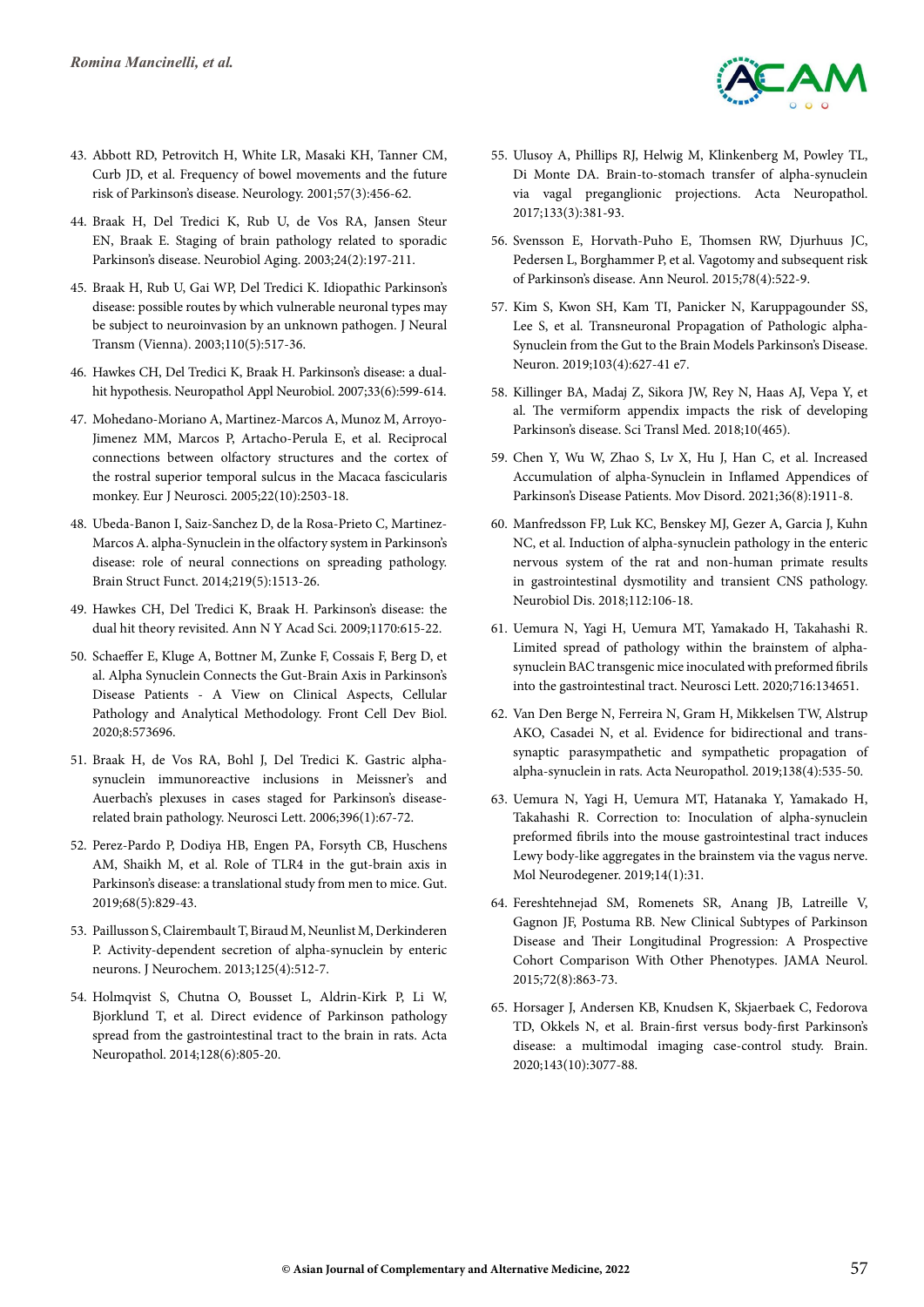43. Abbott RD, Petrovitch H, White LR, Masaki KH, Tanner CM, Curb JD, et al. Frequency of bowel movements and the future risk of Parkinson's disease. Neurology. 2001;57(3):456-62.

44. Braak H, Del Tredici K, Rub U, de Vos RA, Jansen Steur EN, Braak E. Staging of brain pathology related to sporadic Parkinson's disease. Neurobiol Aging. 2003;24(2):197-211.

45. Braak H, Rub U, Gai WP, Del Tredici K. Idiopathic Parkinson's disease: possible routes by which vulnerable neuronal types may be subject to neuroinvasion by an unknown pathogen. J Neural Transm (Vienna). 2003;110(5):517-36.

46. Hawkes CH, Del Tredici K, Braak H. Parkinson's disease: a dual-hit hypothesis. Neuropathol Appl Neurobiol. 2007;33(6):599-614.

47. Mohedano-Moriano A, Martinez-Marcos A, Munoz M, Arroyo-Jimenez MM, Marcos P, Artacho-Perula E, et al. Reciprocal connections between olfactory structures and the cortex of the rostral superior temporal sulcus in the Macaca fascicularis monkey. Eur J Neurosci. 2005;22(10):2503-18.

48. Ubeda-Banon I, Saiz-Sanchez D, de la Rosa-Prieto C, Martinez-Marcos A. alpha-Synuclein in the olfactory system in Parkinson's disease: role of neural connections on spreading pathology. Brain Struct Funct. 2014;219(5):1513-26.

49. Hawkes CH, Del Tredici K, Braak H. Parkinson's disease: the dual hit theory revisited. Ann N Y Acad Sci. 2009;1170:615-22.

50. Schaeffer E, Kluge A, Bottner M, Zunke F, Cossais F, Berg D, et al. Alpha Synuclein Connects the Gut-Brain Axis in Parkinson's Disease Patients - A View on Clinical Aspects, Cellular Pathology and Analytical Methodology. Front Cell Dev Biol. 2020;8:573696.

51. Braak H, de Vos RA, Bohl J, Del Tredici K. Gastric alpha-synuclein immunoreactive inclusions in Meissner's and Auerbach's plexuses in cases staged for Parkinson's disease-related brain pathology. Neurosci Lett. 2006;396(1):67-72.

52. Perez-Pardo P, Dodiya HB, Engen PA, Forsyth CB, Huschens AM, Shaikh M, et al. Role of TLR4 in the gut-brain axis in Parkinson's disease: a translational study from men to mice. Gut. 2019;68(5):829-43.

53. Paillusson S, Clairembault T, Biraud M, Neunlist M, Derkinderen P. Activity-dependent secretion of alpha-synuclein by enteric neurons. J Neurochem. 2013;125(4):512-7.

54. Holmqvist S, Chutna O, Bousset L, Aldrin-Kirk P, Li W, Bjorklund T, et al. Direct evidence of Parkinson pathology spread from the gastrointestinal tract to the brain in rats. Acta Neuropathol. 2014;128(6):805-20.

55. Ulusoy A, Phillips RJ, Helwig M, Klinkenberg M, Powley TL, Di Monte DA. Brain-to-stomach transfer of alpha-synuclein via vagal preganglionic projections. Acta Neuropathol. 2017;133(3):381-93.

56. Svensson E, Horvath-Puho E, Thomsen RW, Djurhuus JC, Pedersen L, Borghammer P, et al. Vagotomy and subsequent risk of Parkinson's disease. Ann Neurol. 2015;78(4):522-9.

57. Kim S, Kwon SH, Kam TI, Panicker N, Karuppagounder SS, Lee S, et al. Transneuronal Propagation of Pathologic alpha-Synuclein from the Gut to the Brain Models Parkinson's Disease. Neuron. 2019;103(4):627-41 e7.

58. Killinger BA, Madaj Z, Sikora JW, Rey N, Haas AJ, Vepa Y, et al. The vermiform appendix impacts the risk of developing Parkinson's disease. Sci Transl Med. 2018;10(465).

59. Chen Y, Wu W, Zhao S, Lv X, Hu J, Han C, et al. Increased Accumulation of alpha-Synuclein in Inflamed Appendices of Parkinson's Disease Patients. Mov Disord. 2021;36(8):1911-8.

60. Manfredsson FP, Luk KC, Benskey MJ, Gezer A, Garcia J, Kuhn NC, et al. Induction of alpha-synuclein pathology in the enteric nervous system of the rat and non-human primate results in gastrointestinal dysmotility and transient CNS pathology. Neurobiol Dis. 2018;112:106-18.

61. Uemura N, Yagi H, Uemura MT, Yamakado H, Takahashi R. Limited spread of pathology within the brainstem of alpha-synuclein BAC transgenic mice inoculated with preformed fibrils into the gastrointestinal tract. Neurosci Lett. 2020;716:134651.

62. Van Den Berge N, Ferreira N, Gram H, Mikkelsen TW, Alstrup AKO, Casadei N, et al. Evidence for bidirectional and trans-synaptic parasympathetic and sympathetic propagation of alpha-synuclein in rats. Acta Neuropathol. 2019;138(4):535-50.

63. Uemura N, Yagi H, Uemura MT, Hatanaka Y, Yamakado H, Takahashi R. Correction to: Inoculation of alpha-synuclein preformed fibrils into the mouse gastrointestinal tract induces Lewy body-like aggregates in the brainstem via the vagus nerve. Mol Neurodegener. 2019;14(1):31.

64. Fereshtehnejad SM, Romenets SR, Anang JB, Latreille V, Gagnon JF, Postuma RB. New Clinical Subtypes of Parkinson Disease and Their Longitudinal Progression: A Prospective Cohort Comparison With Other Phenotypes. JAMA Neurol. 2015;72(8):863-73.

65. Horsager J, Andersen KB, Knudsen K, Skjaerbaek C, Fedorova TD, Okkels N, et al. Brain-first versus body-first Parkinson's disease: a multimodal imaging case-control study. Brain. 2020;143(10):3077-88.